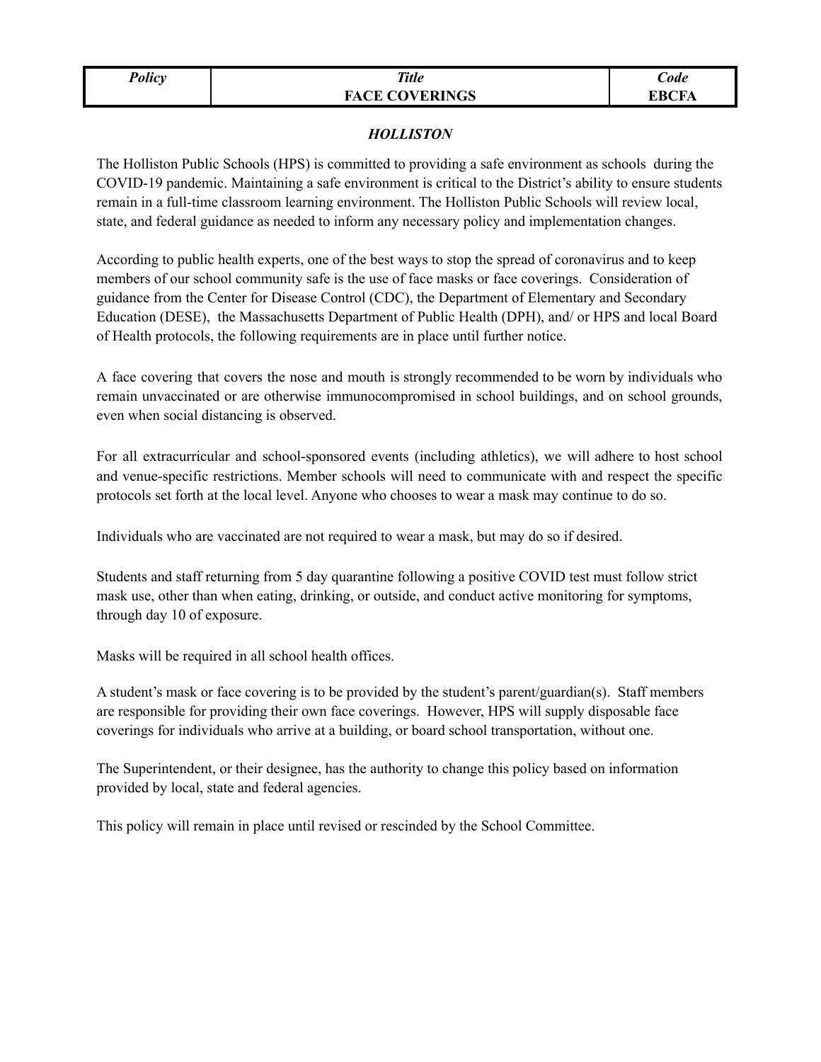| *Policy* | *Title* **FACE COVERINGS** | *Code* **EBCFA** |
|---|---|---|

***HOLLISTON***

The Holliston Public Schools (HPS) is committed to providing a safe environment as schools during the COVID-19 pandemic. Maintaining a safe environment is critical to the District's ability to ensure students remain in a full-time classroom learning environment. The Holliston Public Schools will review local, state, and federal guidance as needed to inform any necessary policy and implementation changes.

According to public health experts, one of the best ways to stop the spread of coronavirus and to keep members of our school community safe is the use of face masks or face coverings. Consideration of guidance from the Center for Disease Control (CDC), the Department of Elementary and Secondary Education (DESE), the Massachusetts Department of Public Health (DPH), and/ or HPS and local Board of Health protocols, the following requirements are in place until further notice.

A face covering that covers the nose and mouth is strongly recommended to be worn by individuals who remain unvaccinated or are otherwise immunocompromised in school buildings, and on school grounds, even when social distancing is observed.

For all extracurricular and school-sponsored events (including athletics), we will adhere to host school and venue-specific restrictions. Member schools will need to communicate with and respect the specific protocols set forth at the local level. Anyone who chooses to wear a mask may continue to do so.

Individuals who are vaccinated are not required to wear a mask, but may do so if desired.

Students and staff returning from 5 day quarantine following a positive COVID test must follow strict mask use, other than when eating, drinking, or outside, and conduct active monitoring for symptoms, through day 10 of exposure.

Masks will be required in all school health offices.

A student's mask or face covering is to be provided by the student's parent/guardian(s). Staff members are responsible for providing their own face coverings. However, HPS will supply disposable face coverings for individuals who arrive at a building, or board school transportation, without one.

The Superintendent, or their designee, has the authority to change this policy based on information provided by local, state and federal agencies.

This policy will remain in place until revised or rescinded by the School Committee.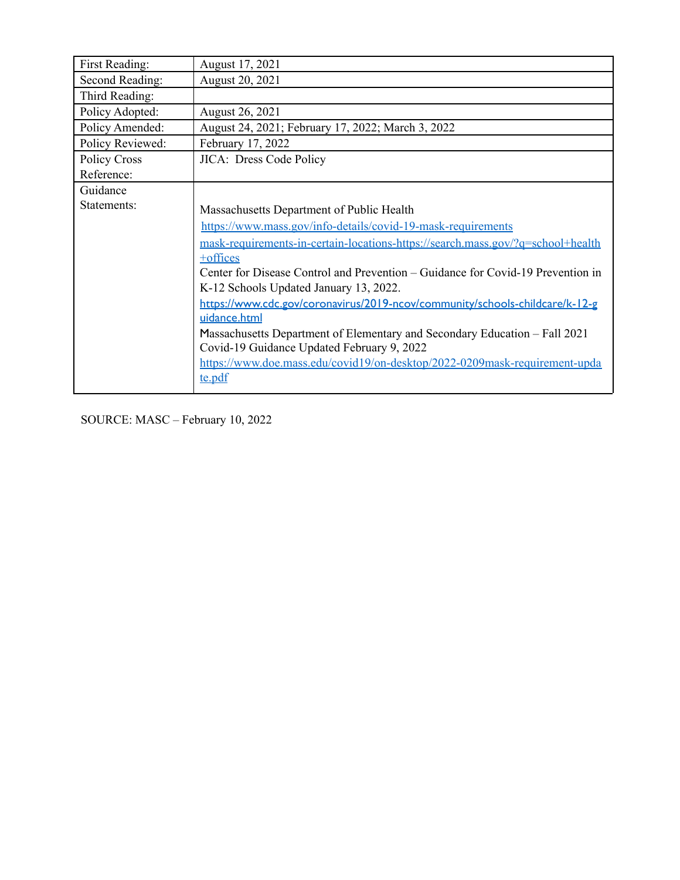| | |
|---|---|
| First Reading: | August 17, 2021 |
| Second Reading: | August 20, 2021 |
| Third Reading: | |
| Policy Adopted: | August 26, 2021 |
| Policy Amended: | August 24, 2021; February 17, 2022; March 3, 2022 |
| Policy Reviewed: | February 17, 2022 |
| Policy Cross Reference: | JICA: Dress Code Policy |
| Guidance Statements: | Massachusetts Department of Public Health https://www.mass.gov/info-details/covid-19-mask-requirements mask-requirements-in-certain-locations-https://search.mass.gov/?q=school+health +offices Center for Disease Control and Prevention – Guidance for Covid-19 Prevention in K-12 Schools Updated January 13, 2022. https://www.cdc.gov/coronavirus/2019-ncov/community/schools-childcare/k-12-guidance.html Massachusetts Department of Elementary and Secondary Education – Fall 2021 Covid-19 Guidance Updated February 9, 2022 https://www.doe.mass.edu/covid19/on-desktop/2022-0209mask-requirement-update.pdf |

SOURCE: MASC – February 10, 2022